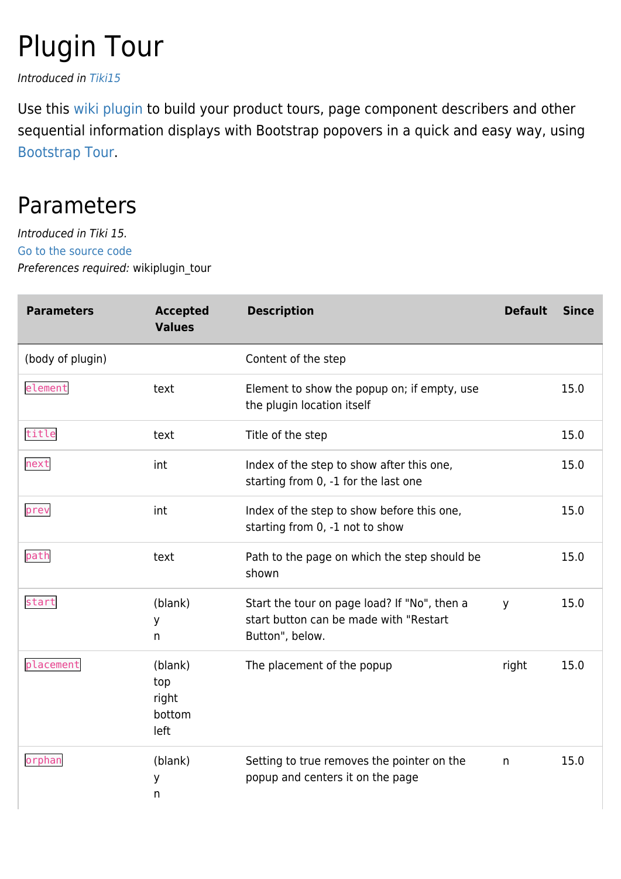# Plugin Tour

*Introduced in Tiki15*

Use this wiki plugin to build your product tours, page component describers and other sequential information displays with Bootstrap popovers in a quick and easy way, using Bootstrap Tour.

## Parameters

*Introduced in Tiki 15.*
Go to the source code
*Preferences required:* wikiplugin_tour

| Parameters | Accepted Values | Description | Default | Since |
|---|---|---|---|---|
| (body of plugin) | | Content of the step | | |
| `element` | text | Element to show the popup on; if empty, use the plugin location itself | | 15.0 |
| `title` | text | Title of the step | | 15.0 |
| `next` | int | Index of the step to show after this one, starting from 0, -1 for the last one | | 15.0 |
| `prev` | int | Index of the step to show before this one, starting from 0, -1 not to show | | 15.0 |
| `path` | text | Path to the page on which the step should be shown | | 15.0 |
| `start` | (blank)<br>y<br>n | Start the tour on page load? If "No", then a start button can be made with "Restart Button", below. | y | 15.0 |
| `placement` | (blank)<br>top<br>right<br>bottom<br>left | The placement of the popup | right | 15.0 |
| `orphan` | (blank)<br>y<br>n | Setting to true removes the pointer on the popup and centers it on the page | n | 15.0 |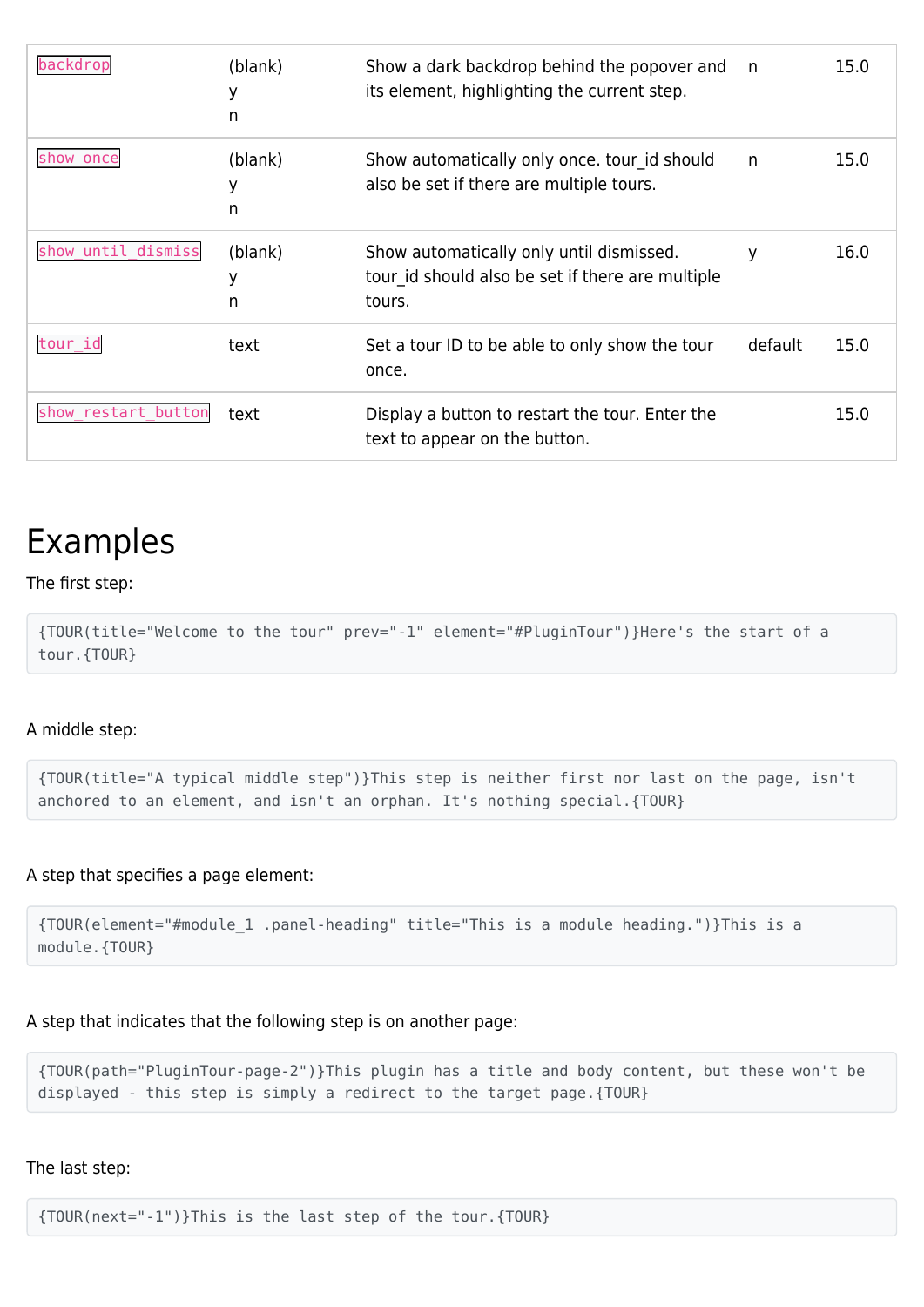| `backdrop` | (blank)<br>y<br>n | Show a dark backdrop behind the popover and its element, highlighting the current step. | n | 15.0 |
|---|---|---|---|---|
| `show_once` | (blank)<br>y<br>n | Show automatically only once. tour_id should also be set if there are multiple tours. | n | 15.0 |
| `show_until_dismiss` | (blank)<br>y<br>n | Show automatically only until dismissed. tour_id should also be set if there are multiple tours. | y | 16.0 |
| `tour_id` | text | Set a tour ID to be able to only show the tour once. | default | 15.0 |
| `show_restart_button` | text | Display a button to restart the tour. Enter the text to appear on the button. | | 15.0 |

# Examples

The first step:

```
{TOUR(title="Welcome to the tour" prev="-1" element="#PluginTour")}Here's the start of a tour.{TOUR}
```

A middle step:

```
{TOUR(title="A typical middle step")}This step is neither first nor last on the page, isn't anchored to an element, and isn't an orphan. It's nothing special.{TOUR}
```

A step that specifies a page element:

```
{TOUR(element="#module_1 .panel-heading" title="This is a module heading.")}This is a module.{TOUR}
```

A step that indicates that the following step is on another page:

```
{TOUR(path="PluginTour-page-2")}This plugin has a title and body content, but these won't be displayed - this step is simply a redirect to the target page.{TOUR}
```

The last step:

```
{TOUR(next="-1")}This is the last step of the tour.{TOUR}
```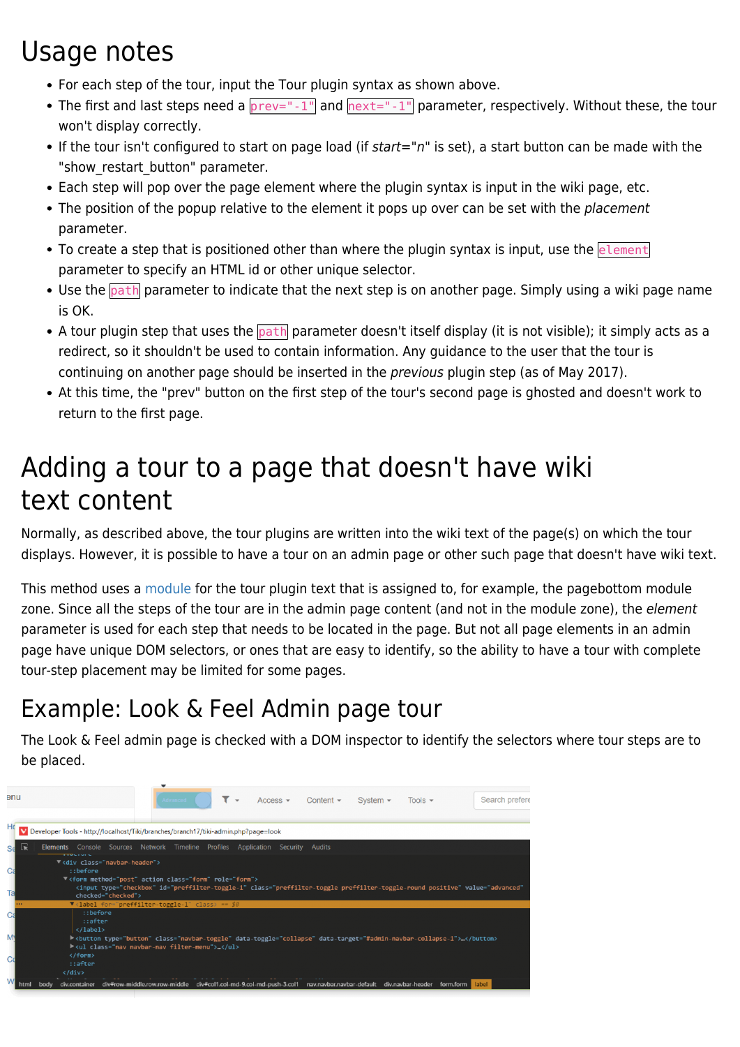## Usage notes

- For each step of the tour, input the Tour plugin syntax as shown above.
- The first and last steps need a `prev="-1"` and `next="-1"` parameter, respectively. Without these, the tour won't display correctly.
- If the tour isn't configured to start on page load (if *start*="*n*" is set), a start button can be made with the "show_restart_button" parameter.
- Each step will pop over the page element where the plugin syntax is input in the wiki page, etc.
- The position of the popup relative to the element it pops up over can be set with the *placement* parameter.
- To create a step that is positioned other than where the plugin syntax is input, use the `element` parameter to specify an HTML id or other unique selector.
- Use the `path` parameter to indicate that the next step is on another page. Simply using a wiki page name is OK.
- A tour plugin step that uses the `path` parameter doesn't itself display (it is not visible); it simply acts as a redirect, so it shouldn't be used to contain information. Any guidance to the user that the tour is continuing on another page should be inserted in the *previous* plugin step (as of May 2017).
- At this time, the "prev" button on the first step of the tour's second page is ghosted and doesn't work to return to the first page.

## Adding a tour to a page that doesn't have wiki text content

Normally, as described above, the tour plugins are written into the wiki text of the page(s) on which the tour displays. However, it is possible to have a tour on an admin page or other such page that doesn't have wiki text.

This method uses a module for the tour plugin text that is assigned to, for example, the pagebottom module zone. Since all the steps of the tour are in the admin page content (and not in the module zone), the *element* parameter is used for each step that needs to be located in the page. But not all page elements in an admin page have unique DOM selectors, or ones that are easy to identify, so the ability to have a tour with complete tour-step placement may be limited for some pages.

## Example: Look & Feel Admin page tour

The Look & Feel admin page is checked with a DOM inspector to identify the selectors where tour steps are to be placed.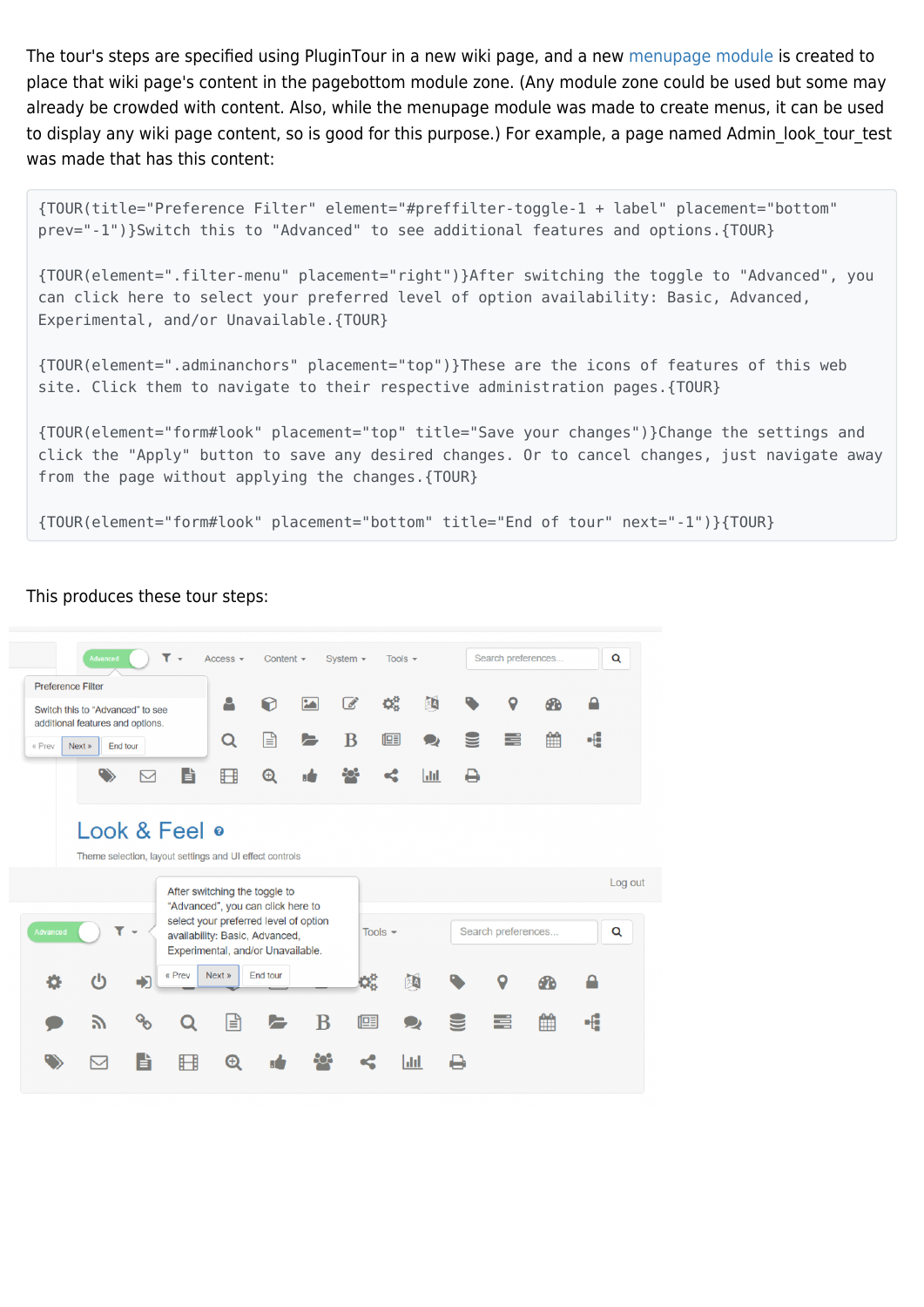The tour's steps are specified using PluginTour in a new wiki page, and a new menupage module is created to place that wiki page's content in the pagebottom module zone. (Any module zone could be used but some may already be crowded with content. Also, while the menupage module was made to create menus, it can be used to display any wiki page content, so is good for this purpose.) For example, a page named Admin_look_tour_test was made that has this content:

```
{TOUR(title="Preference Filter" element="#preffilter-toggle-1 + label" placement="bottom"
prev="-1")}Switch this to "Advanced" to see additional features and options.{TOUR}

{TOUR(element=".filter-menu" placement="right")}After switching the toggle to "Advanced", you
can click here to select your preferred level of option availability: Basic, Advanced,
Experimental, and/or Unavailable.{TOUR}

{TOUR(element=".adminanchors" placement="top")}These are the icons of features of this web
site. Click them to navigate to their respective administration pages.{TOUR}

{TOUR(element="form#look" placement="top" title="Save your changes")}Change the settings and
click the "Apply" button to save any desired changes. Or to cancel changes, just navigate away
from the page without applying the changes.{TOUR}

{TOUR(element="form#look" placement="bottom" title="End of tour" next="-1")}{TOUR}
```

This produces these tour steps: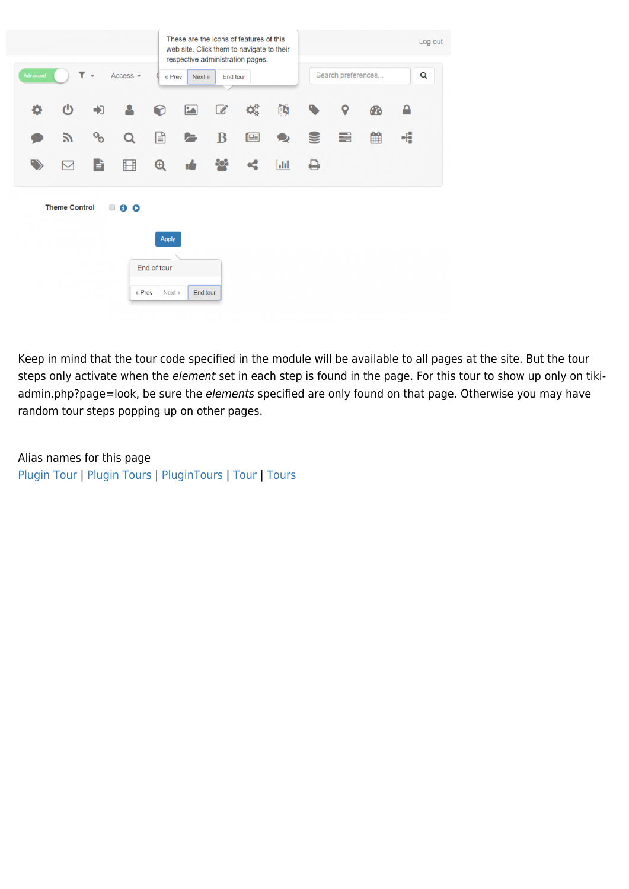Keep in mind that the tour code specified in the module will be available to all pages at the site. But the tour steps only activate when the *element* set in each step is found in the page. For this tour to show up only on tiki-admin.php?page=look, be sure the *elements* specified are only found on that page. Otherwise you may have random tour steps popping up on other pages.

Alias names for this page
Plugin Tour | Plugin Tours | PluginTours | Tour | Tours